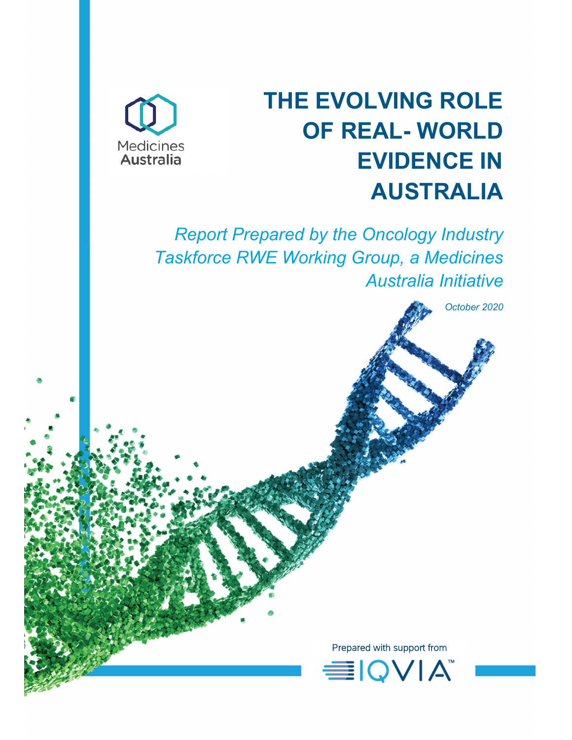Medicines Australia

# THE EVOLVING ROLE OF REAL- WORLD EVIDENCE IN AUSTRALIA

*Report Prepared by the Oncology Industry Taskforce RWE Working Group, a Medicines Australia Initiative*

*October 2020*

Prepared with support from

IQVIA™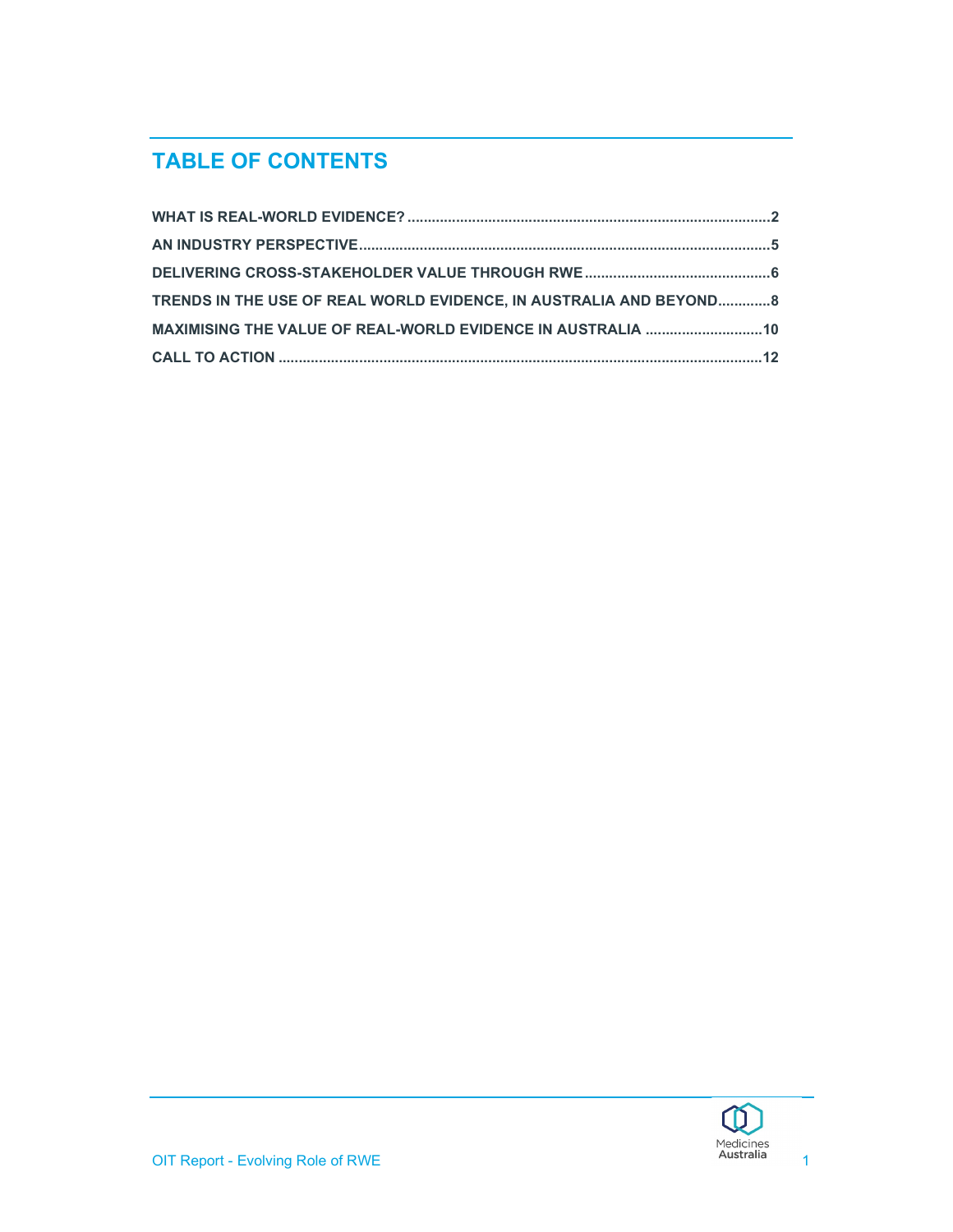# TABLE OF CONTENTS

WHAT IS REAL-WORLD EVIDENCE? ........................................................................................2

AN INDUSTRY PERSPECTIVE....................................................................................................5

DELIVERING CROSS-STAKEHOLDER VALUE THROUGH RWE .............................................6

TRENDS IN THE USE OF REAL WORLD EVIDENCE, IN AUSTRALIA AND BEYOND.............8

MAXIMISING THE VALUE OF REAL-WORLD EVIDENCE IN AUSTRALIA .............................10

CALL TO ACTION .....................................................................................................................12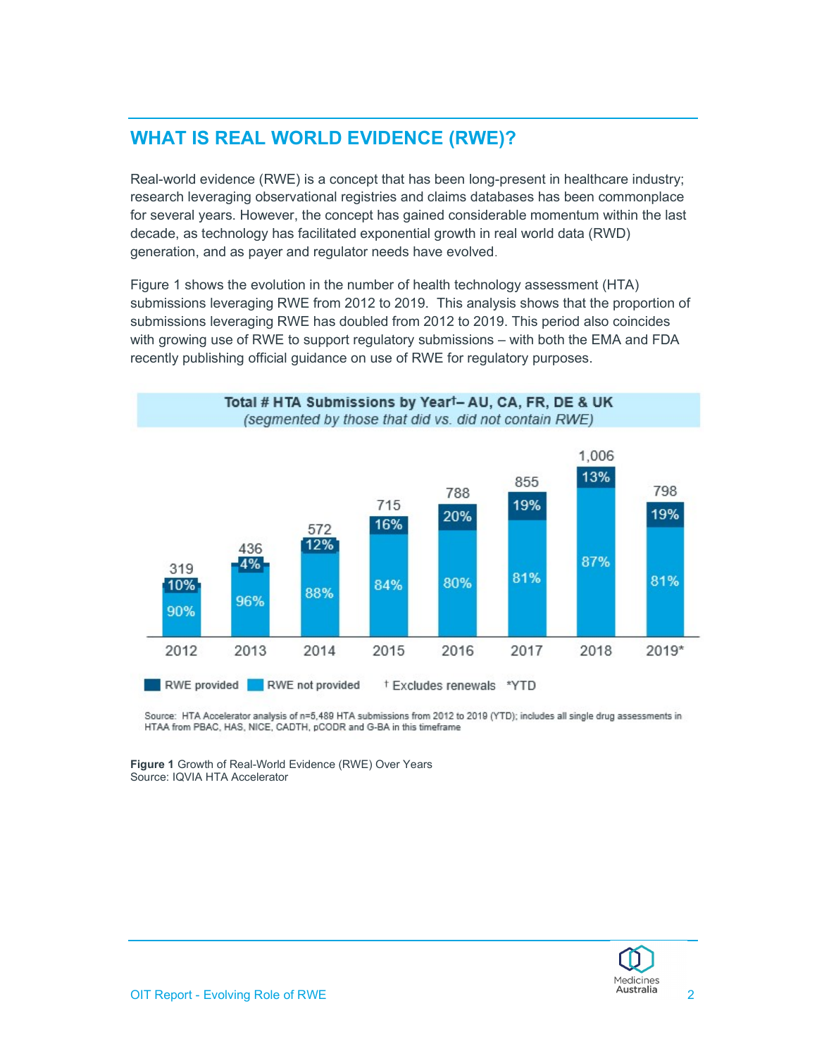## WHAT IS REAL WORLD EVIDENCE (RWE)?

Real-world evidence (RWE) is a concept that has been long-present in healthcare industry; research leveraging observational registries and claims databases has been commonplace for several years. However, the concept has gained considerable momentum within the last decade, as technology has facilitated exponential growth in real world data (RWD) generation, and as payer and regulator needs have evolved.

Figure 1 shows the evolution in the number of health technology assessment (HTA) submissions leveraging RWE from 2012 to 2019. This analysis shows that the proportion of submissions leveraging RWE has doubled from 2012 to 2019. This period also coincides with growing use of RWE to support regulatory submissions – with both the EMA and FDA recently publishing official guidance on use of RWE for regulatory purposes.

**Total # HTA Submissions by Year† – AU, CA, FR, DE & UK**
*(segmented by those that did vs. did not contain RWE)*

| Year | Total | RWE provided | RWE not provided |
|---|---|---|---|
| 2012 | 319 | 10% | 90% |
| 2013 | 436 | 4% | 96% |
| 2014 | 572 | 12% | 88% |
| 2015 | 715 | 16% | 84% |
| 2016 | 788 | 20% | 80% |
| 2017 | 855 | 19% | 81% |
| 2018 | 1,006 | 13% | 87% |
| 2019* | 798 | 19% | 81% |

† Excludes renewals   *YTD

Source: HTA Accelerator analysis of n=5,489 HTA submissions from 2012 to 2019 (YTD); includes all single drug assessments in HTAA from PBAC, HAS, NICE, CADTH, pCODR and G-BA in this timeframe

**Figure 1** Growth of Real-World Evidence (RWE) Over Years
Source: IQVIA HTA Accelerator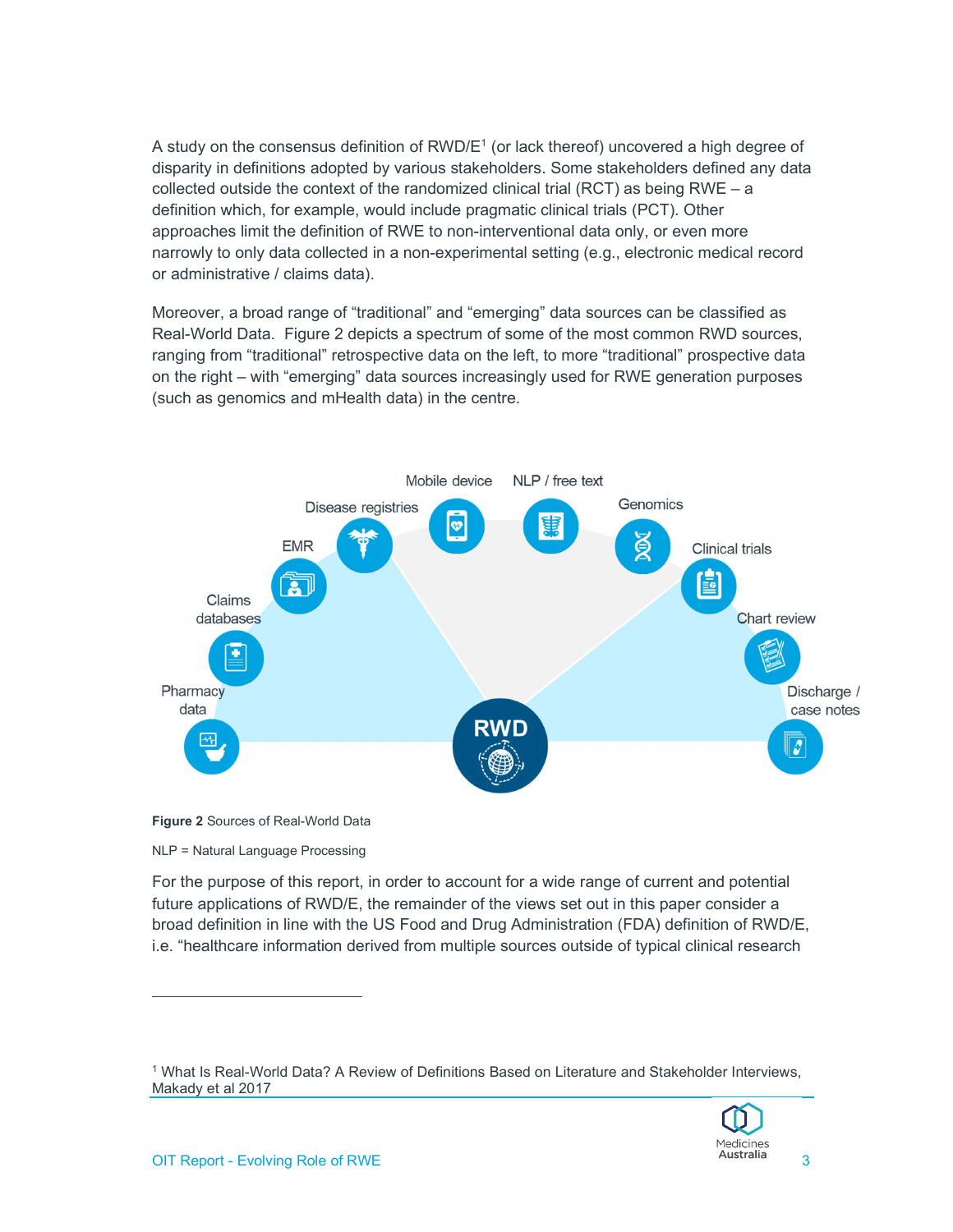A study on the consensus definition of RWD/E[1] (or lack thereof) uncovered a high degree of disparity in definitions adopted by various stakeholders. Some stakeholders defined any data collected outside the context of the randomized clinical trial (RCT) as being RWE – a definition which, for example, would include pragmatic clinical trials (PCT). Other approaches limit the definition of RWE to non-interventional data only, or even more narrowly to only data collected in a non-experimental setting (e.g., electronic medical record or administrative / claims data).

Moreover, a broad range of "traditional" and "emerging" data sources can be classified as Real-World Data. Figure 2 depicts a spectrum of some of the most common RWD sources, ranging from "traditional" retrospective data on the left, to more "traditional" prospective data on the right – with "emerging" data sources increasingly used for RWE generation purposes (such as genomics and mHealth data) in the centre.

Pharmacy data, Claims databases, EMR, Disease registries, Mobile device, NLP / free text, Genomics, Clinical trials, Chart review, Discharge / case notes — RWD

**Figure 2** Sources of Real-World Data

NLP = Natural Language Processing

For the purpose of this report, in order to account for a wide range of current and potential future applications of RWD/E, the remainder of the views set out in this paper consider a broad definition in line with the US Food and Drug Administration (FDA) definition of RWD/E, i.e. "healthcare information derived from multiple sources outside of typical clinical research

[1] What Is Real-World Data? A Review of Definitions Based on Literature and Stakeholder Interviews, Makady et al 2017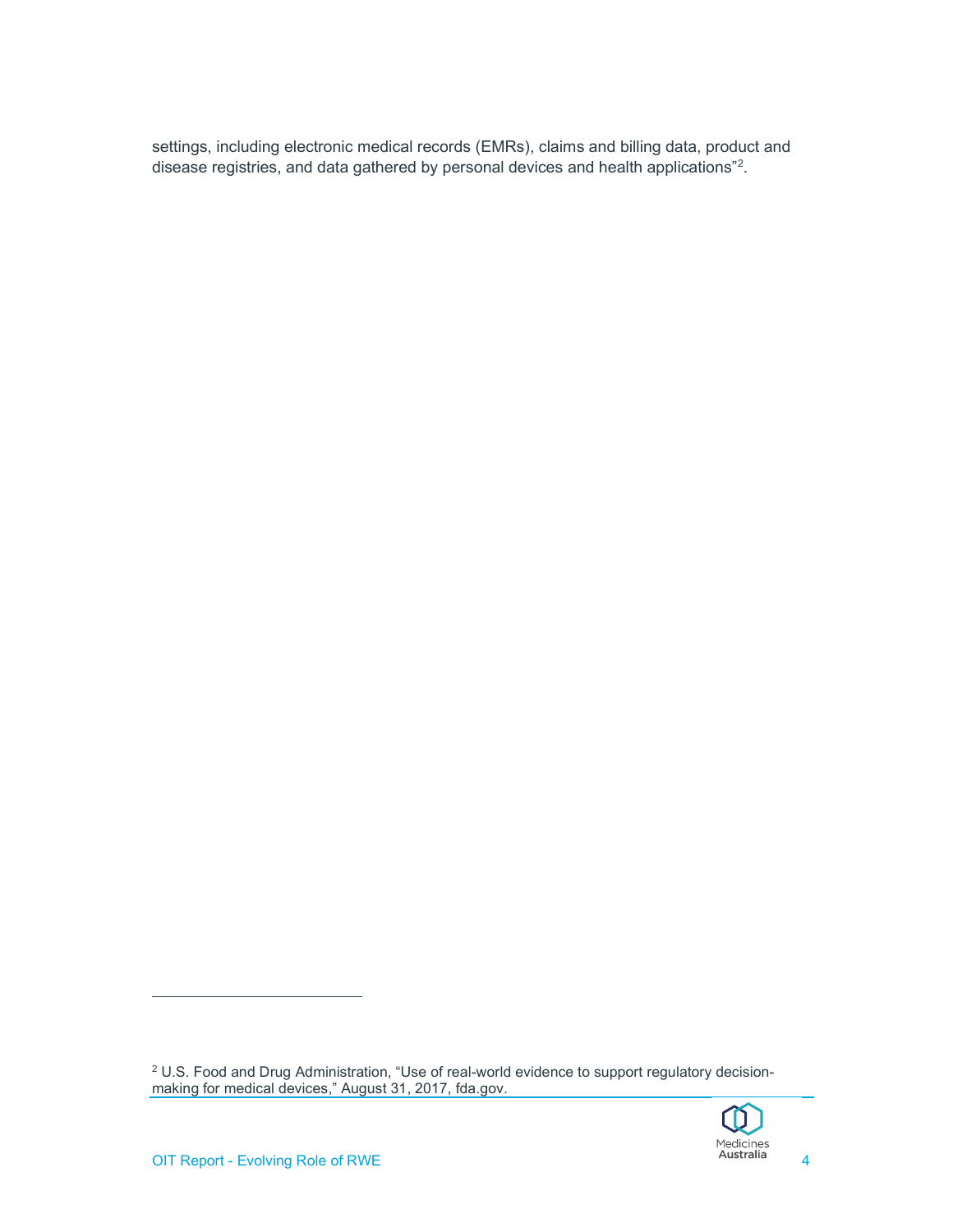settings, including electronic medical records (EMRs), claims and billing data, product and disease registries, and data gathered by personal devices and health applications"[2].

[2] U.S. Food and Drug Administration, "Use of real-world evidence to support regulatory decision-making for medical devices," August 31, 2017, fda.gov.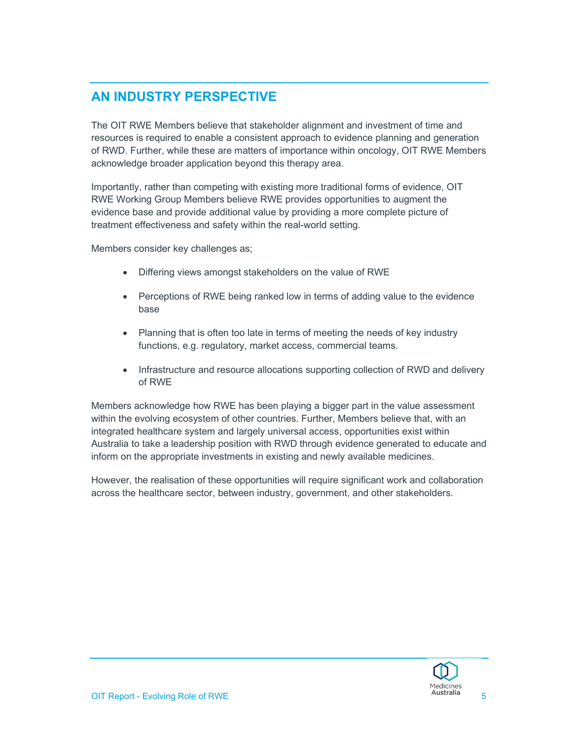## AN INDUSTRY PERSPECTIVE

The OIT RWE Members believe that stakeholder alignment and investment of time and resources is required to enable a consistent approach to evidence planning and generation of RWD. Further, while these are matters of importance within oncology, OIT RWE Members acknowledge broader application beyond this therapy area.

Importantly, rather than competing with existing more traditional forms of evidence, OIT RWE Working Group Members believe RWE provides opportunities to augment the evidence base and provide additional value by providing a more complete picture of treatment effectiveness and safety within the real-world setting.

Members consider key challenges as;

- Differing views amongst stakeholders on the value of RWE
- Perceptions of RWE being ranked low in terms of adding value to the evidence base
- Planning that is often too late in terms of meeting the needs of key industry functions, e.g. regulatory, market access, commercial teams.
- Infrastructure and resource allocations supporting collection of RWD and delivery of RWE

Members acknowledge how RWE has been playing a bigger part in the value assessment within the evolving ecosystem of other countries. Further, Members believe that, with an integrated healthcare system and largely universal access, opportunities exist within Australia to take a leadership position with RWD through evidence generated to educate and inform on the appropriate investments in existing and newly available medicines.

However, the realisation of these opportunities will require significant work and collaboration across the healthcare sector, between industry, government, and other stakeholders.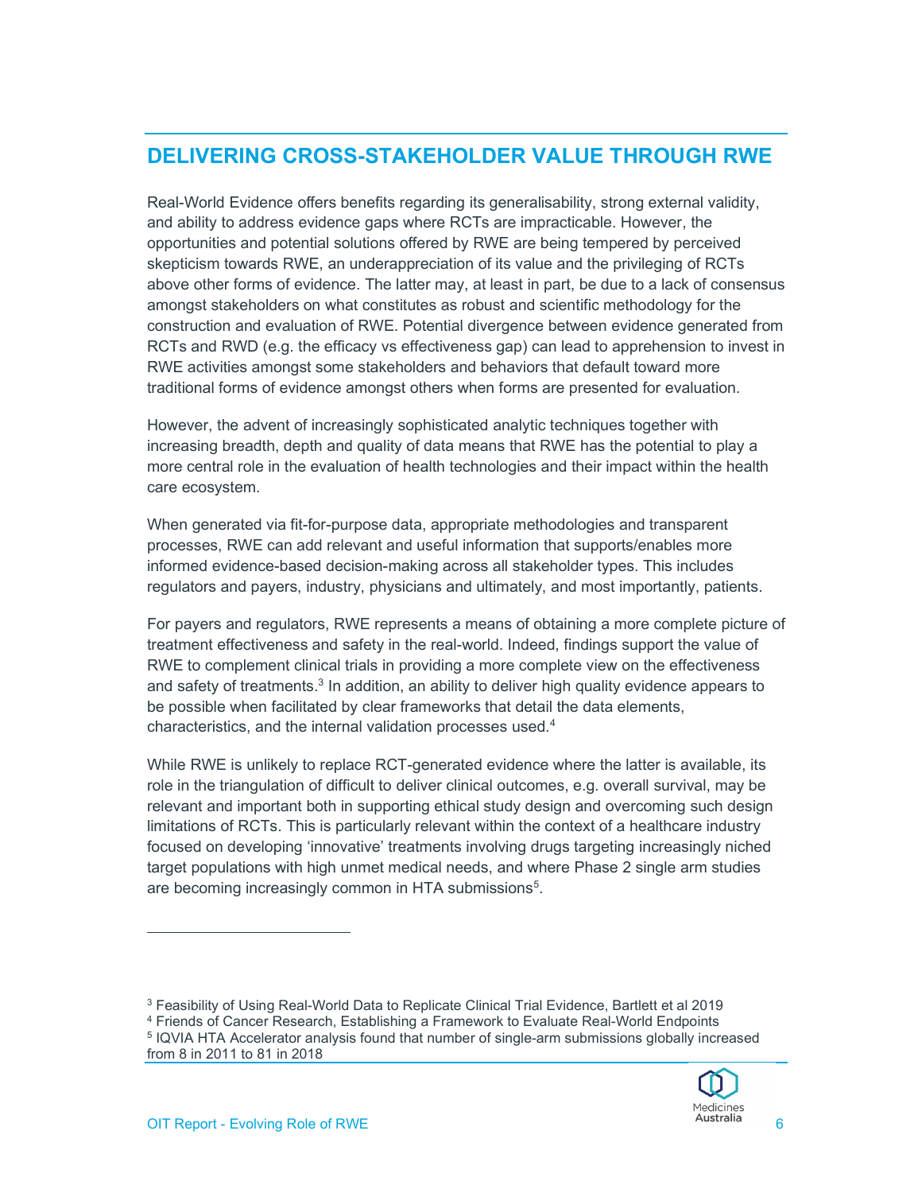## DELIVERING CROSS-STAKEHOLDER VALUE THROUGH RWE

Real-World Evidence offers benefits regarding its generalisability, strong external validity, and ability to address evidence gaps where RCTs are impracticable. However, the opportunities and potential solutions offered by RWE are being tempered by perceived skepticism towards RWE, an underappreciation of its value and the privileging of RCTs above other forms of evidence. The latter may, at least in part, be due to a lack of consensus amongst stakeholders on what constitutes as robust and scientific methodology for the construction and evaluation of RWE. Potential divergence between evidence generated from RCTs and RWD (e.g. the efficacy vs effectiveness gap) can lead to apprehension to invest in RWE activities amongst some stakeholders and behaviors that default toward more traditional forms of evidence amongst others when forms are presented for evaluation.

However, the advent of increasingly sophisticated analytic techniques together with increasing breadth, depth and quality of data means that RWE has the potential to play a more central role in the evaluation of health technologies and their impact within the health care ecosystem.

When generated via fit-for-purpose data, appropriate methodologies and transparent processes, RWE can add relevant and useful information that supports/enables more informed evidence-based decision-making across all stakeholder types. This includes regulators and payers, industry, physicians and ultimately, and most importantly, patients.

For payers and regulators, RWE represents a means of obtaining a more complete picture of treatment effectiveness and safety in the real-world. Indeed, findings support the value of RWE to complement clinical trials in providing a more complete view on the effectiveness and safety of treatments.[3] In addition, an ability to deliver high quality evidence appears to be possible when facilitated by clear frameworks that detail the data elements, characteristics, and the internal validation processes used.[4]

While RWE is unlikely to replace RCT-generated evidence where the latter is available, its role in the triangulation of difficult to deliver clinical outcomes, e.g. overall survival, may be relevant and important both in supporting ethical study design and overcoming such design limitations of RCTs. This is particularly relevant within the context of a healthcare industry focused on developing 'innovative' treatments involving drugs targeting increasingly niched target populations with high unmet medical needs, and where Phase 2 single arm studies are becoming increasingly common in HTA submissions[5].

---

[3] Feasibility of Using Real-World Data to Replicate Clinical Trial Evidence, Bartlett et al 2019

[4] Friends of Cancer Research, Establishing a Framework to Evaluate Real-World Endpoints

[5] IQVIA HTA Accelerator analysis found that number of single-arm submissions globally increased from 8 in 2011 to 81 in 2018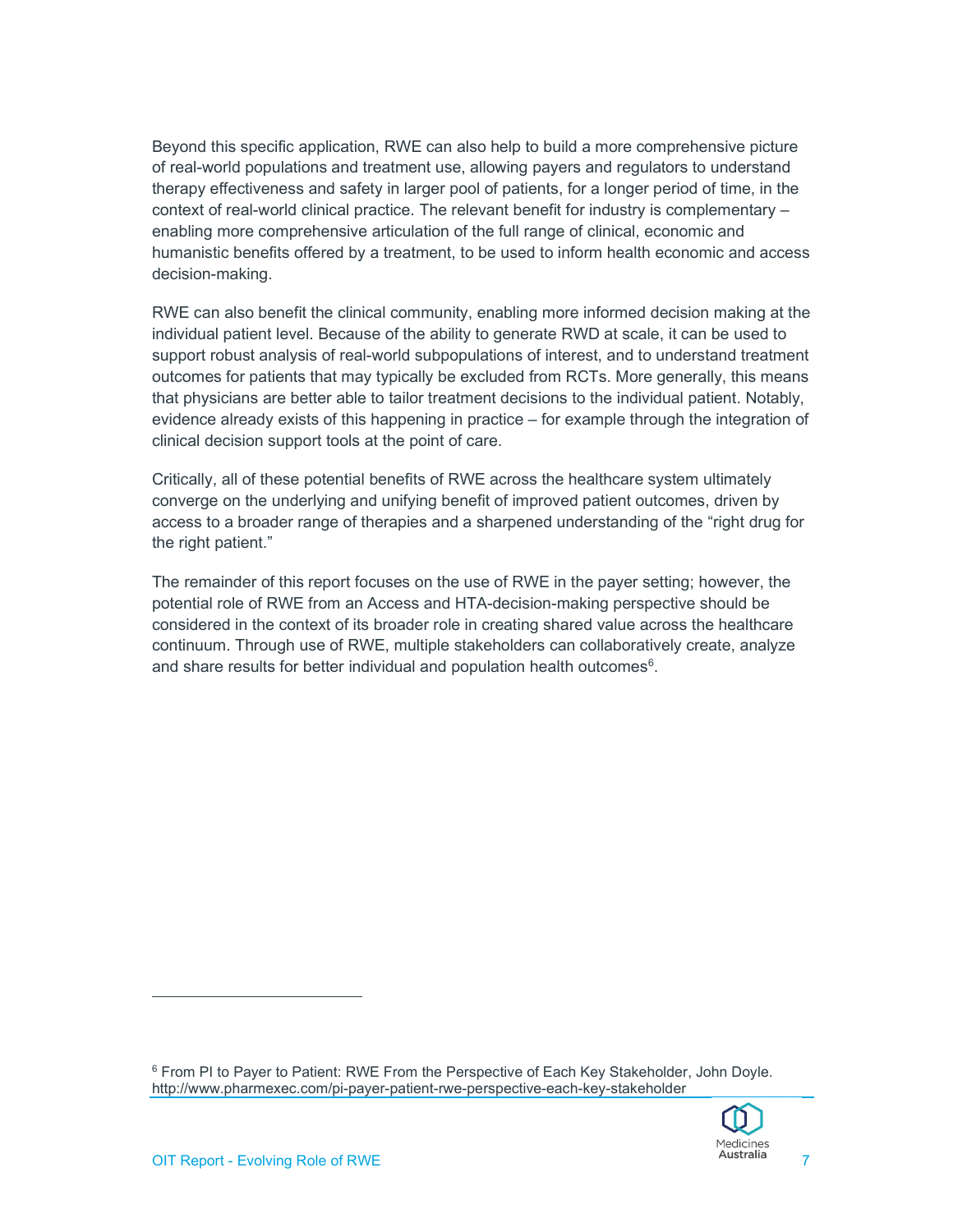Beyond this specific application, RWE can also help to build a more comprehensive picture of real-world populations and treatment use, allowing payers and regulators to understand therapy effectiveness and safety in larger pool of patients, for a longer period of time, in the context of real-world clinical practice. The relevant benefit for industry is complementary – enabling more comprehensive articulation of the full range of clinical, economic and humanistic benefits offered by a treatment, to be used to inform health economic and access decision-making.

RWE can also benefit the clinical community, enabling more informed decision making at the individual patient level. Because of the ability to generate RWD at scale, it can be used to support robust analysis of real-world subpopulations of interest, and to understand treatment outcomes for patients that may typically be excluded from RCTs. More generally, this means that physicians are better able to tailor treatment decisions to the individual patient. Notably, evidence already exists of this happening in practice – for example through the integration of clinical decision support tools at the point of care.

Critically, all of these potential benefits of RWE across the healthcare system ultimately converge on the underlying and unifying benefit of improved patient outcomes, driven by access to a broader range of therapies and a sharpened understanding of the "right drug for the right patient."

The remainder of this report focuses on the use of RWE in the payer setting; however, the potential role of RWE from an Access and HTA-decision-making perspective should be considered in the context of its broader role in creating shared value across the healthcare continuum. Through use of RWE, multiple stakeholders can collaboratively create, analyze and share results for better individual and population health outcomes[6].

---

[6] From PI to Payer to Patient: RWE From the Perspective of Each Key Stakeholder, John Doyle. http://www.pharmexec.com/pi-payer-patient-rwe-perspective-each-key-stakeholder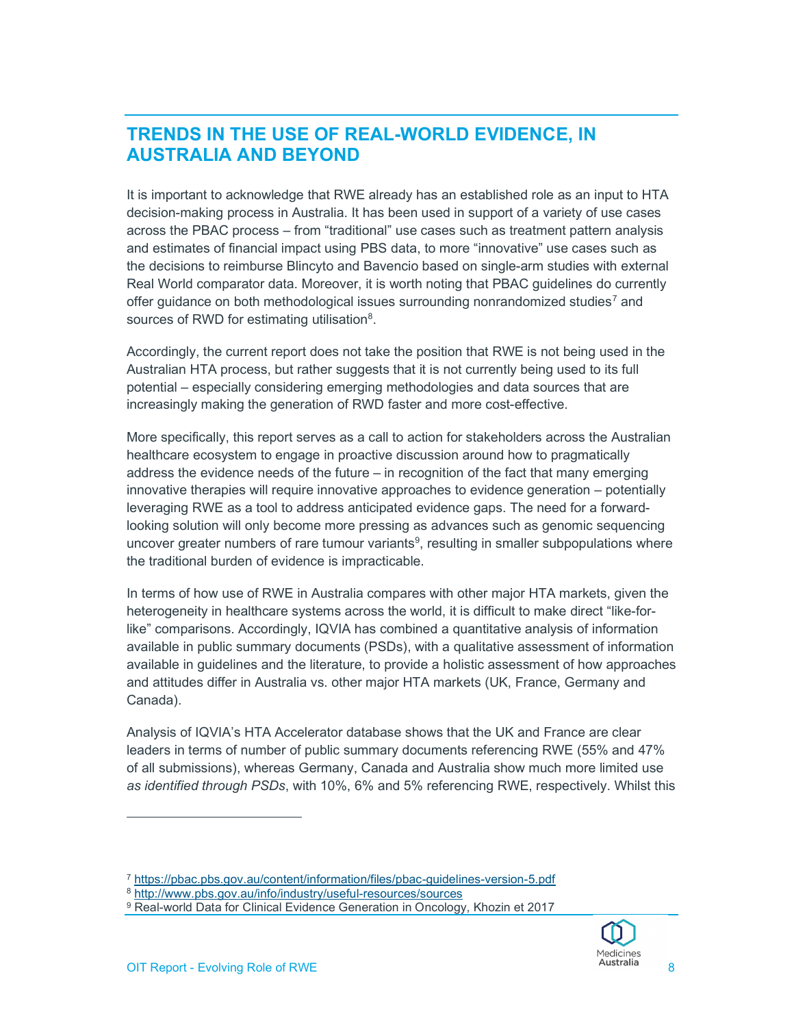## TRENDS IN THE USE OF REAL-WORLD EVIDENCE, IN AUSTRALIA AND BEYOND

It is important to acknowledge that RWE already has an established role as an input to HTA decision-making process in Australia. It has been used in support of a variety of use cases across the PBAC process – from "traditional" use cases such as treatment pattern analysis and estimates of financial impact using PBS data, to more "innovative" use cases such as the decisions to reimburse Blincyto and Bavencio based on single-arm studies with external Real World comparator data. Moreover, it is worth noting that PBAC guidelines do currently offer guidance on both methodological issues surrounding nonrandomized studies[7] and sources of RWD for estimating utilisation[8].

Accordingly, the current report does not take the position that RWE is not being used in the Australian HTA process, but rather suggests that it is not currently being used to its full potential – especially considering emerging methodologies and data sources that are increasingly making the generation of RWD faster and more cost-effective.

More specifically, this report serves as a call to action for stakeholders across the Australian healthcare ecosystem to engage in proactive discussion around how to pragmatically address the evidence needs of the future – in recognition of the fact that many emerging innovative therapies will require innovative approaches to evidence generation – potentially leveraging RWE as a tool to address anticipated evidence gaps. The need for a forward-looking solution will only become more pressing as advances such as genomic sequencing uncover greater numbers of rare tumour variants[9], resulting in smaller subpopulations where the traditional burden of evidence is impracticable.

In terms of how use of RWE in Australia compares with other major HTA markets, given the heterogeneity in healthcare systems across the world, it is difficult to make direct "like-for-like" comparisons. Accordingly, IQVIA has combined a quantitative analysis of information available in public summary documents (PSDs), with a qualitative assessment of information available in guidelines and the literature, to provide a holistic assessment of how approaches and attitudes differ in Australia vs. other major HTA markets (UK, France, Germany and Canada).

Analysis of IQVIA's HTA Accelerator database shows that the UK and France are clear leaders in terms of number of public summary documents referencing RWE (55% and 47% of all submissions), whereas Germany, Canada and Australia show much more limited use *as identified through PSDs*, with 10%, 6% and 5% referencing RWE, respectively. Whilst this

---

[7] https://pbac.pbs.gov.au/content/information/files/pbac-guidelines-version-5.pdf

[8] http://www.pbs.gov.au/info/industry/useful-resources/sources

[9] Real-world Data for Clinical Evidence Generation in Oncology, Khozin et 2017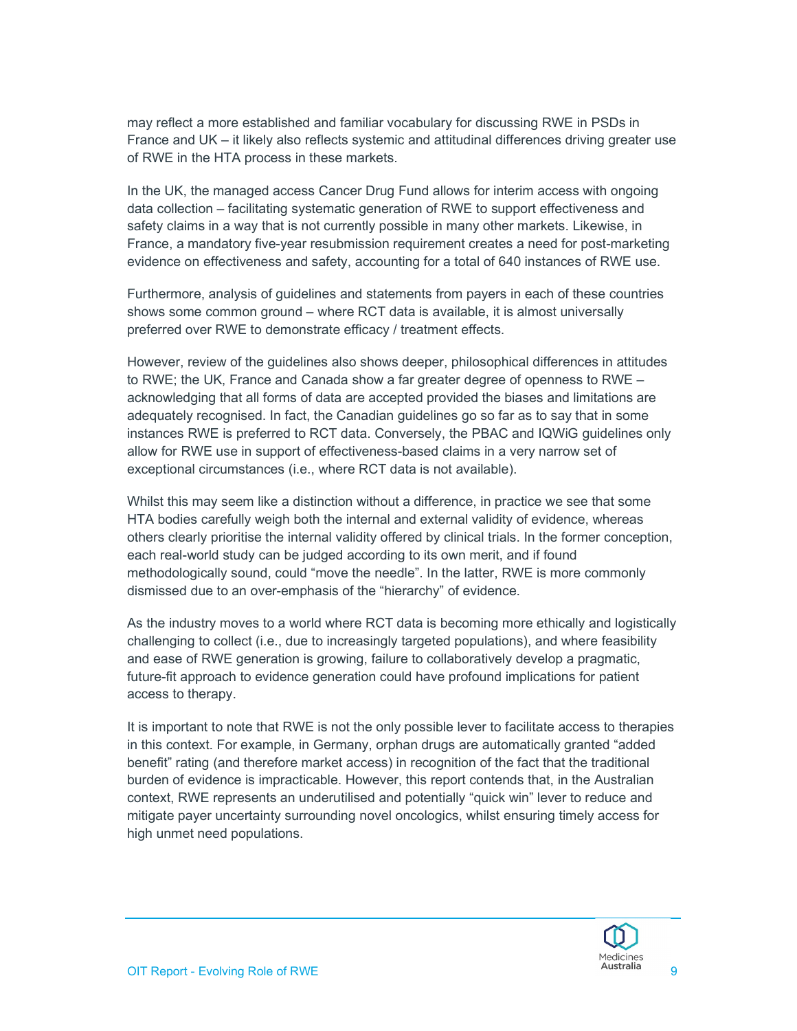may reflect a more established and familiar vocabulary for discussing RWE in PSDs in France and UK – it likely also reflects systemic and attitudinal differences driving greater use of RWE in the HTA process in these markets.

In the UK, the managed access Cancer Drug Fund allows for interim access with ongoing data collection – facilitating systematic generation of RWE to support effectiveness and safety claims in a way that is not currently possible in many other markets. Likewise, in France, a mandatory five-year resubmission requirement creates a need for post-marketing evidence on effectiveness and safety, accounting for a total of 640 instances of RWE use.

Furthermore, analysis of guidelines and statements from payers in each of these countries shows some common ground – where RCT data is available, it is almost universally preferred over RWE to demonstrate efficacy / treatment effects.

However, review of the guidelines also shows deeper, philosophical differences in attitudes to RWE; the UK, France and Canada show a far greater degree of openness to RWE – acknowledging that all forms of data are accepted provided the biases and limitations are adequately recognised. In fact, the Canadian guidelines go so far as to say that in some instances RWE is preferred to RCT data. Conversely, the PBAC and IQWiG guidelines only allow for RWE use in support of effectiveness-based claims in a very narrow set of exceptional circumstances (i.e., where RCT data is not available).

Whilst this may seem like a distinction without a difference, in practice we see that some HTA bodies carefully weigh both the internal and external validity of evidence, whereas others clearly prioritise the internal validity offered by clinical trials. In the former conception, each real-world study can be judged according to its own merit, and if found methodologically sound, could "move the needle". In the latter, RWE is more commonly dismissed due to an over-emphasis of the "hierarchy" of evidence.

As the industry moves to a world where RCT data is becoming more ethically and logistically challenging to collect (i.e., due to increasingly targeted populations), and where feasibility and ease of RWE generation is growing, failure to collaboratively develop a pragmatic, future-fit approach to evidence generation could have profound implications for patient access to therapy.

It is important to note that RWE is not the only possible lever to facilitate access to therapies in this context. For example, in Germany, orphan drugs are automatically granted "added benefit" rating (and therefore market access) in recognition of the fact that the traditional burden of evidence is impracticable. However, this report contends that, in the Australian context, RWE represents an underutilised and potentially "quick win" lever to reduce and mitigate payer uncertainty surrounding novel oncologics, whilst ensuring timely access for high unmet need populations.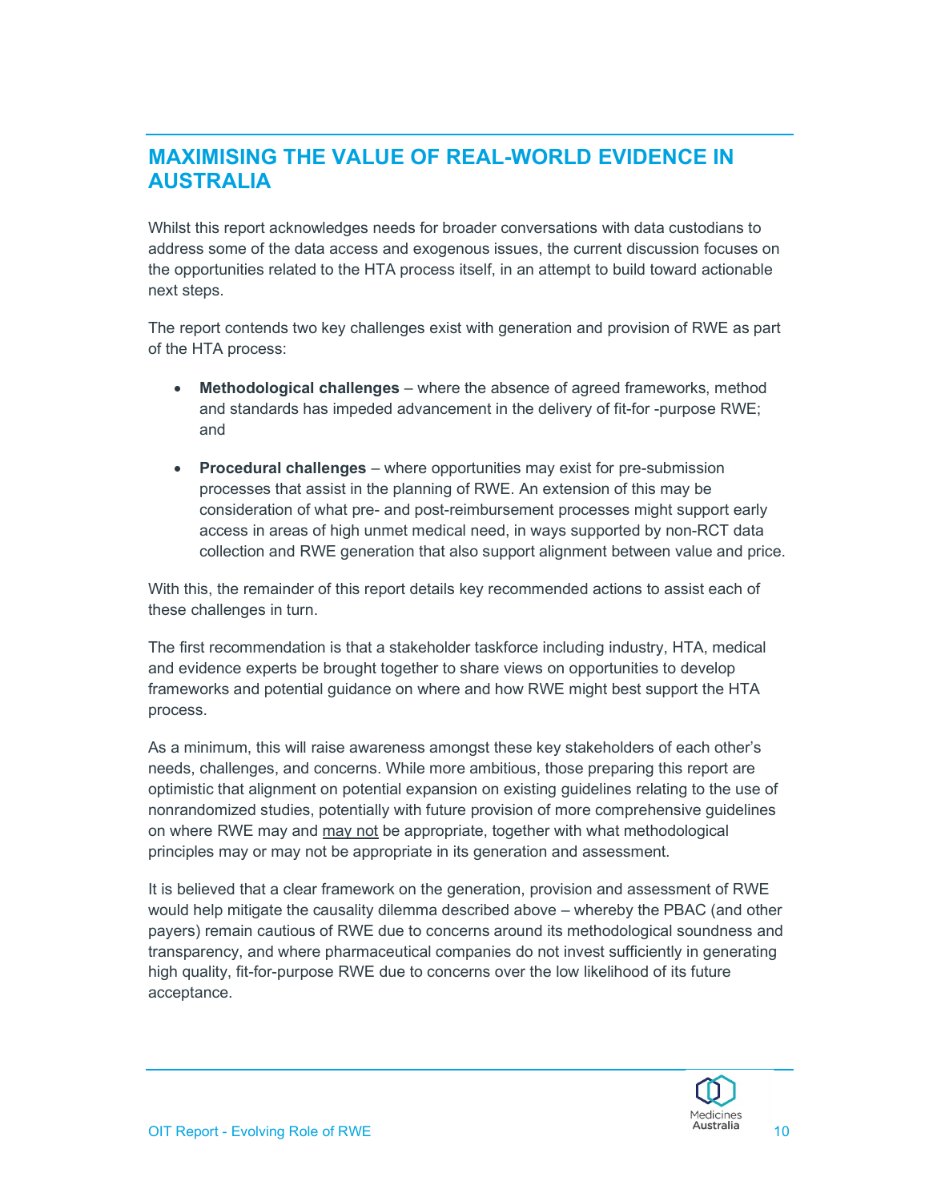## MAXIMISING THE VALUE OF REAL-WORLD EVIDENCE IN AUSTRALIA

Whilst this report acknowledges needs for broader conversations with data custodians to address some of the data access and exogenous issues, the current discussion focuses on the opportunities related to the HTA process itself, in an attempt to build toward actionable next steps.

The report contends two key challenges exist with generation and provision of RWE as part of the HTA process:

- **Methodological challenges** – where the absence of agreed frameworks, method and standards has impeded advancement in the delivery of fit-for -purpose RWE; and

- **Procedural challenges** – where opportunities may exist for pre-submission processes that assist in the planning of RWE. An extension of this may be consideration of what pre- and post-reimbursement processes might support early access in areas of high unmet medical need, in ways supported by non-RCT data collection and RWE generation that also support alignment between value and price.

With this, the remainder of this report details key recommended actions to assist each of these challenges in turn.

The first recommendation is that a stakeholder taskforce including industry, HTA, medical and evidence experts be brought together to share views on opportunities to develop frameworks and potential guidance on where and how RWE might best support the HTA process.

As a minimum, this will raise awareness amongst these key stakeholders of each other's needs, challenges, and concerns. While more ambitious, those preparing this report are optimistic that alignment on potential expansion on existing guidelines relating to the use of nonrandomized studies, potentially with future provision of more comprehensive guidelines on where RWE may and <u>may not</u> be appropriate, together with what methodological principles may or may not be appropriate in its generation and assessment.

It is believed that a clear framework on the generation, provision and assessment of RWE would help mitigate the causality dilemma described above – whereby the PBAC (and other payers) remain cautious of RWE due to concerns around its methodological soundness and transparency, and where pharmaceutical companies do not invest sufficiently in generating high quality, fit-for-purpose RWE due to concerns over the low likelihood of its future acceptance.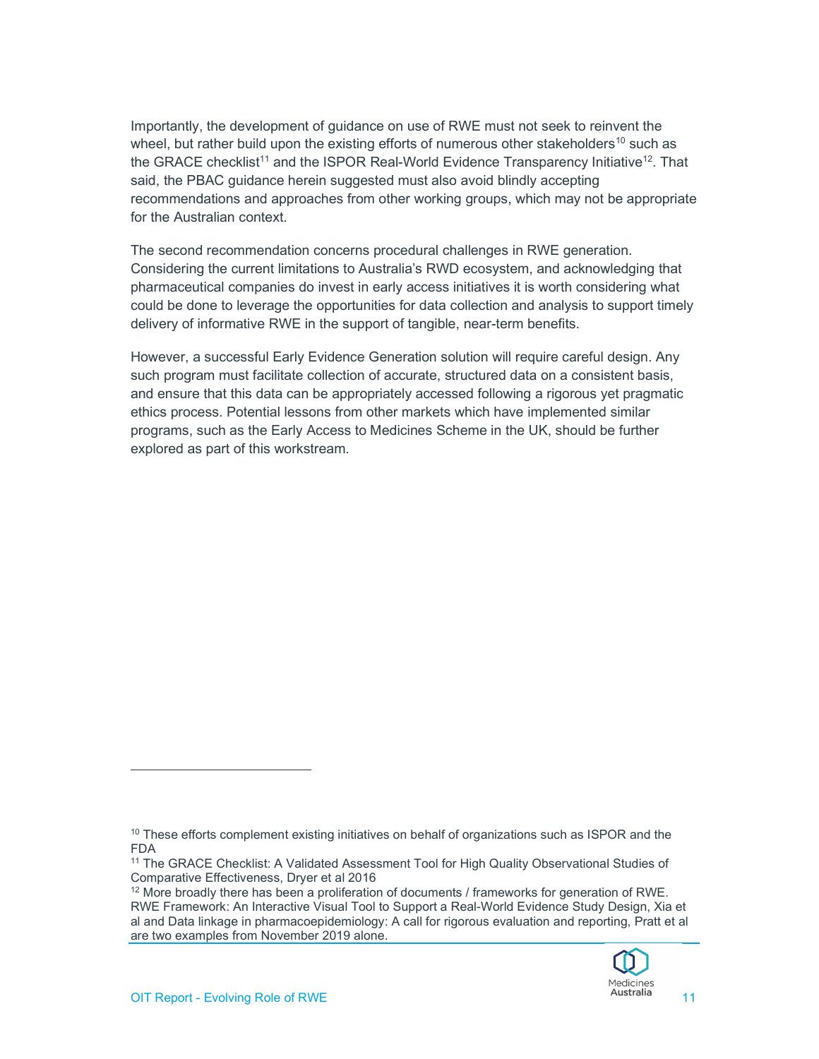Importantly, the development of guidance on use of RWE must not seek to reinvent the wheel, but rather build upon the existing efforts of numerous other stakeholders[10] such as the GRACE checklist[11] and the ISPOR Real-World Evidence Transparency Initiative[12]. That said, the PBAC guidance herein suggested must also avoid blindly accepting recommendations and approaches from other working groups, which may not be appropriate for the Australian context.

The second recommendation concerns procedural challenges in RWE generation. Considering the current limitations to Australia's RWD ecosystem, and acknowledging that pharmaceutical companies do invest in early access initiatives it is worth considering what could be done to leverage the opportunities for data collection and analysis to support timely delivery of informative RWE in the support of tangible, near-term benefits.

However, a successful Early Evidence Generation solution will require careful design. Any such program must facilitate collection of accurate, structured data on a consistent basis, and ensure that this data can be appropriately accessed following a rigorous yet pragmatic ethics process. Potential lessons from other markets which have implemented similar programs, such as the Early Access to Medicines Scheme in the UK, should be further explored as part of this workstream.

---

[10] These efforts complement existing initiatives on behalf of organizations such as ISPOR and the FDA

[11] The GRACE Checklist: A Validated Assessment Tool for High Quality Observational Studies of Comparative Effectiveness, Dryer et al 2016

[12] More broadly there has been a proliferation of documents / frameworks for generation of RWE. RWE Framework: An Interactive Visual Tool to Support a Real-World Evidence Study Design, Xia et al and Data linkage in pharmacoepidemiology: A call for rigorous evaluation and reporting, Pratt et al are two examples from November 2019 alone.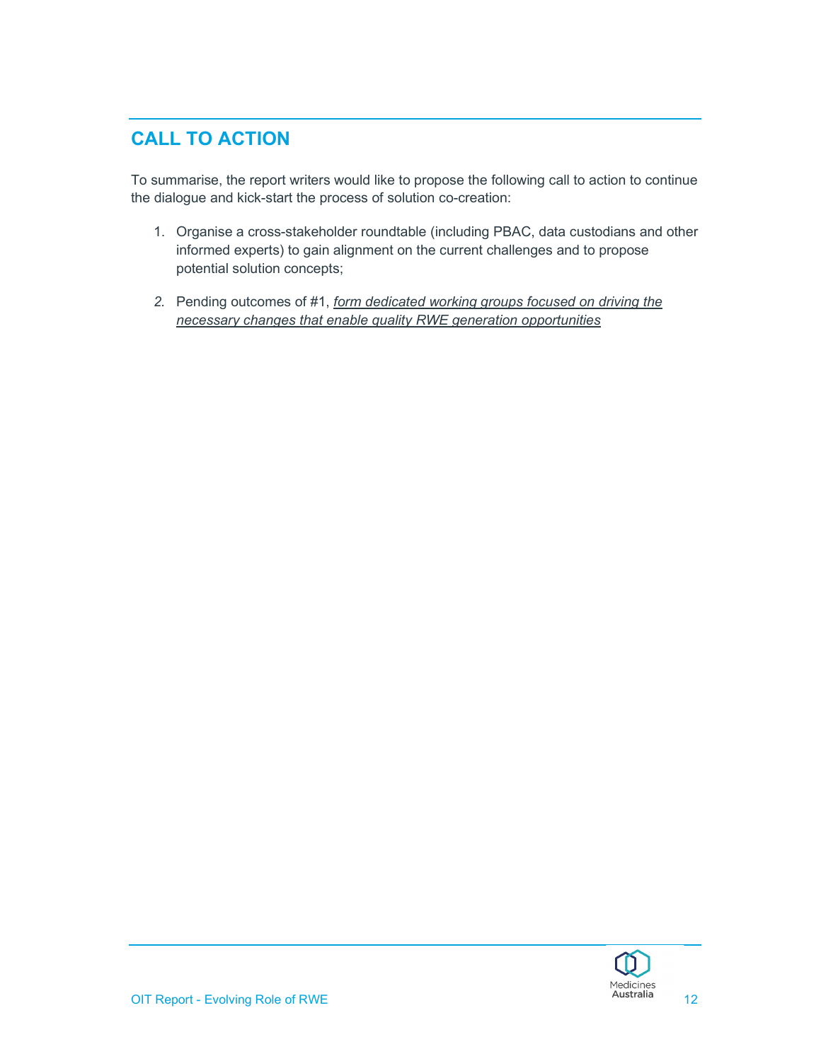## CALL TO ACTION

To summarise, the report writers would like to propose the following call to action to continue the dialogue and kick-start the process of solution co-creation:

1. Organise a cross-stakeholder roundtable (including PBAC, data custodians and other informed experts) to gain alignment on the current challenges and to propose potential solution concepts;
2. Pending outcomes of #1, *form dedicated working groups focused on driving the necessary changes that enable quality RWE generation opportunities*